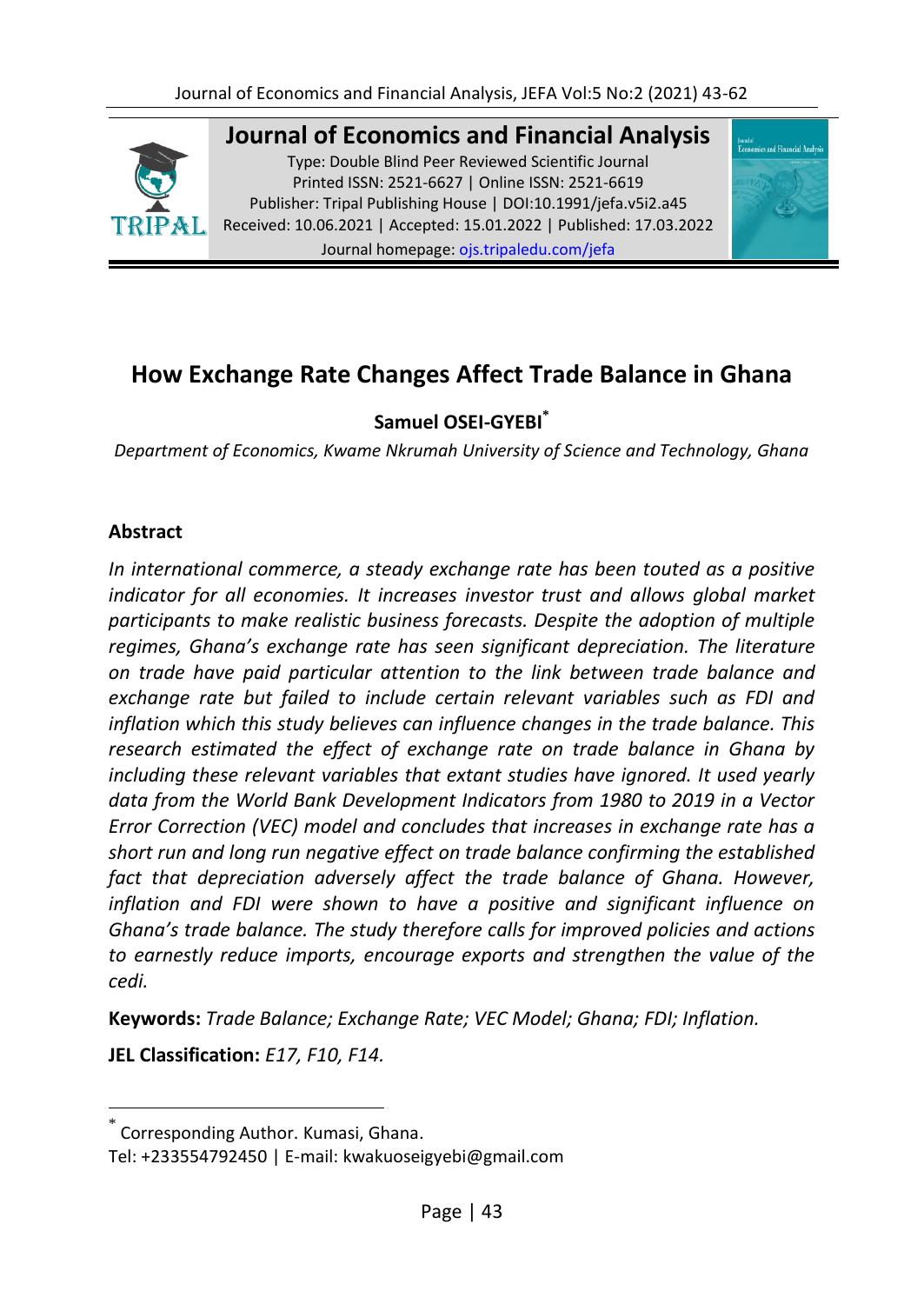Journal of Economics and Financial Analysis

Type: Double Blind Peer Reviewed Scientific Journal
Printed ISSN: 2521-6627 | Online ISSN: 2521-6619
Publisher: Tripal Publishing House | DOI:10.1991/jefa.v5i2.a45
Received: 10.06.2021 | Accepted: 15.01.2022 | Published: 17.03.2022
Journal homepage: ojs.tripaledu.com/jefa

# How Exchange Rate Changes Affect Trade Balance in Ghana

**Samuel OSEI-GYEBI***

*Department of Economics, Kwame Nkrumah University of Science and Technology, Ghana*

## Abstract

*In international commerce, a steady exchange rate has been touted as a positive indicator for all economies. It increases investor trust and allows global market participants to make realistic business forecasts. Despite the adoption of multiple regimes, Ghana's exchange rate has seen significant depreciation. The literature on trade have paid particular attention to the link between trade balance and exchange rate but failed to include certain relevant variables such as FDI and inflation which this study believes can influence changes in the trade balance. This research estimated the effect of exchange rate on trade balance in Ghana by including these relevant variables that extant studies have ignored. It used yearly data from the World Bank Development Indicators from 1980 to 2019 in a Vector Error Correction (VEC) model and concludes that increases in exchange rate has a short run and long run negative effect on trade balance confirming the established fact that depreciation adversely affect the trade balance of Ghana. However, inflation and FDI were shown to have a positive and significant influence on Ghana's trade balance. The study therefore calls for improved policies and actions to earnestly reduce imports, encourage exports and strengthen the value of the cedi.*

**Keywords:** *Trade Balance; Exchange Rate; VEC Model; Ghana; FDI; Inflation.*

**JEL Classification:** *E17, F10, F14.*

---

* Corresponding Author. Kumasi, Ghana.
Tel: +233554792450 | E-mail: kwakuoseigyebi@gmail.com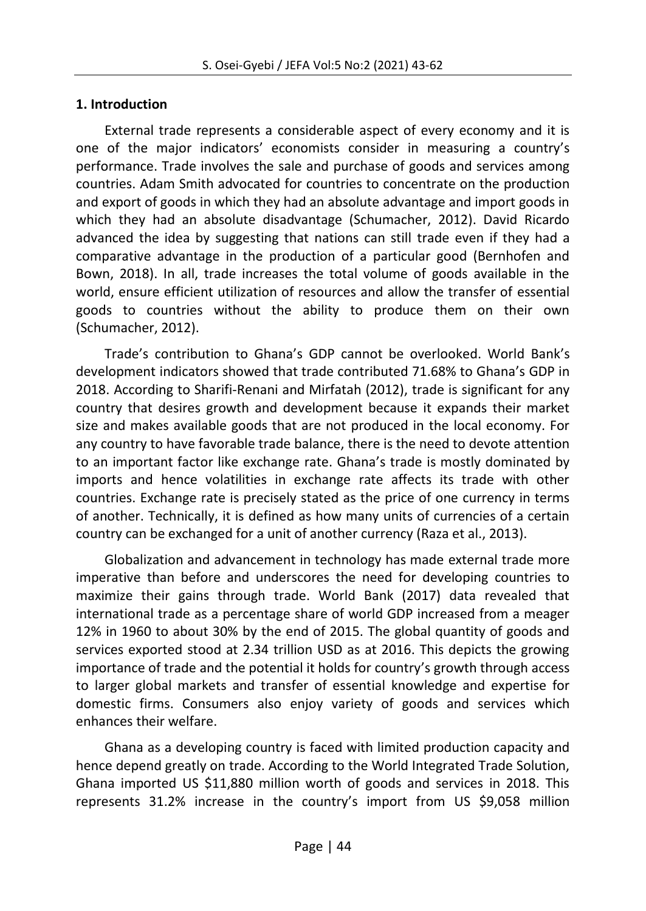## 1. Introduction

External trade represents a considerable aspect of every economy and it is one of the major indicators' economists consider in measuring a country's performance. Trade involves the sale and purchase of goods and services among countries. Adam Smith advocated for countries to concentrate on the production and export of goods in which they had an absolute advantage and import goods in which they had an absolute disadvantage (Schumacher, 2012). David Ricardo advanced the idea by suggesting that nations can still trade even if they had a comparative advantage in the production of a particular good (Bernhofen and Bown, 2018). In all, trade increases the total volume of goods available in the world, ensure efficient utilization of resources and allow the transfer of essential goods to countries without the ability to produce them on their own (Schumacher, 2012).

Trade's contribution to Ghana's GDP cannot be overlooked. World Bank's development indicators showed that trade contributed 71.68% to Ghana's GDP in 2018. According to Sharifi-Renani and Mirfatah (2012), trade is significant for any country that desires growth and development because it expands their market size and makes available goods that are not produced in the local economy. For any country to have favorable trade balance, there is the need to devote attention to an important factor like exchange rate. Ghana's trade is mostly dominated by imports and hence volatilities in exchange rate affects its trade with other countries. Exchange rate is precisely stated as the price of one currency in terms of another. Technically, it is defined as how many units of currencies of a certain country can be exchanged for a unit of another currency (Raza et al., 2013).

Globalization and advancement in technology has made external trade more imperative than before and underscores the need for developing countries to maximize their gains through trade. World Bank (2017) data revealed that international trade as a percentage share of world GDP increased from a meager 12% in 1960 to about 30% by the end of 2015. The global quantity of goods and services exported stood at 2.34 trillion USD as at 2016. This depicts the growing importance of trade and the potential it holds for country's growth through access to larger global markets and transfer of essential knowledge and expertise for domestic firms. Consumers also enjoy variety of goods and services which enhances their welfare.

Ghana as a developing country is faced with limited production capacity and hence depend greatly on trade. According to the World Integrated Trade Solution, Ghana imported US $11,880 million worth of goods and services in 2018. This represents 31.2% increase in the country's import from US $9,058 million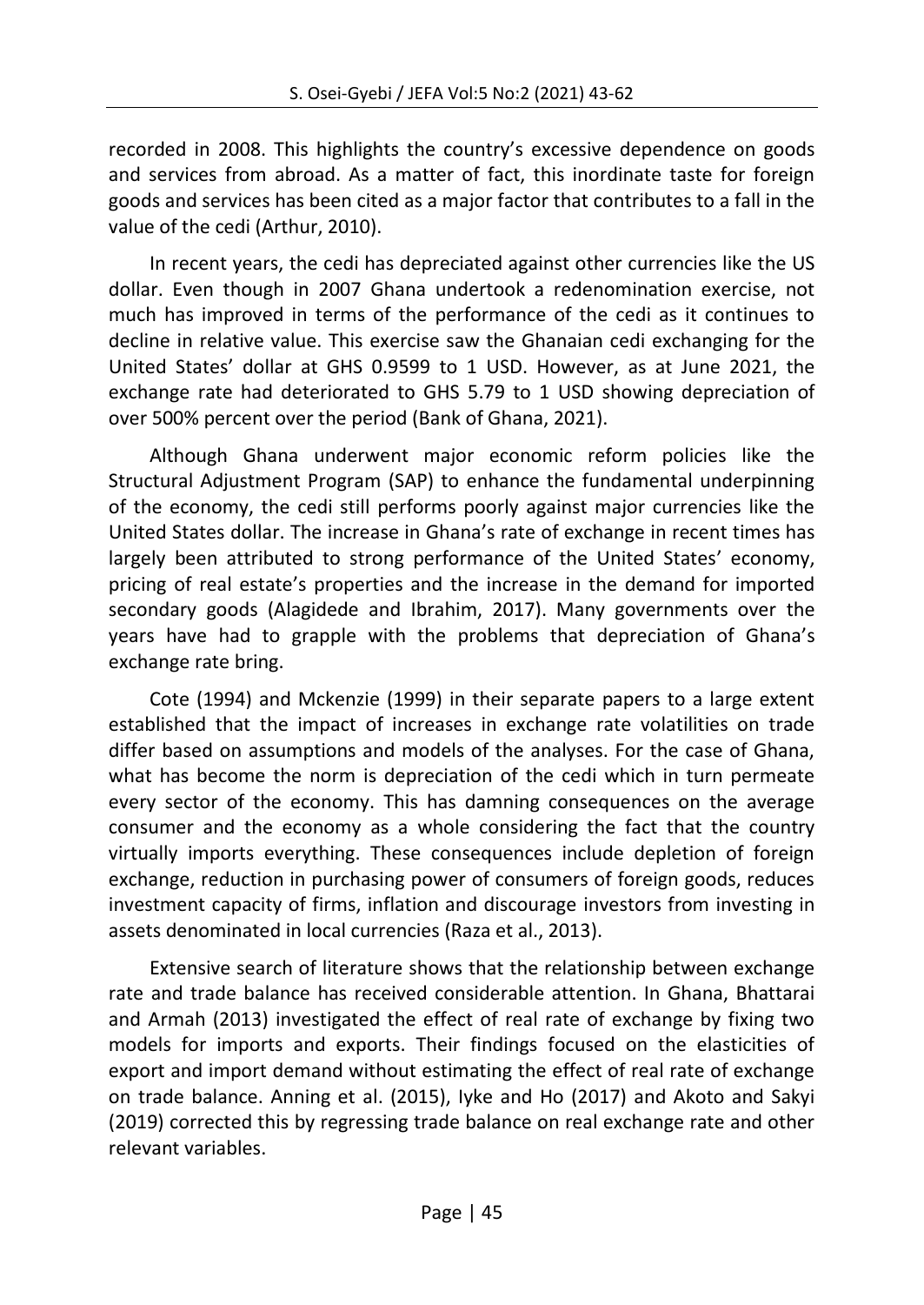recorded in 2008. This highlights the country's excessive dependence on goods and services from abroad. As a matter of fact, this inordinate taste for foreign goods and services has been cited as a major factor that contributes to a fall in the value of the cedi (Arthur, 2010).

In recent years, the cedi has depreciated against other currencies like the US dollar. Even though in 2007 Ghana undertook a redenomination exercise, not much has improved in terms of the performance of the cedi as it continues to decline in relative value. This exercise saw the Ghanaian cedi exchanging for the United States' dollar at GHS 0.9599 to 1 USD. However, as at June 2021, the exchange rate had deteriorated to GHS 5.79 to 1 USD showing depreciation of over 500% percent over the period (Bank of Ghana, 2021).

Although Ghana underwent major economic reform policies like the Structural Adjustment Program (SAP) to enhance the fundamental underpinning of the economy, the cedi still performs poorly against major currencies like the United States dollar. The increase in Ghana's rate of exchange in recent times has largely been attributed to strong performance of the United States' economy, pricing of real estate's properties and the increase in the demand for imported secondary goods (Alagidede and Ibrahim, 2017). Many governments over the years have had to grapple with the problems that depreciation of Ghana's exchange rate bring.

Cote (1994) and Mckenzie (1999) in their separate papers to a large extent established that the impact of increases in exchange rate volatilities on trade differ based on assumptions and models of the analyses. For the case of Ghana, what has become the norm is depreciation of the cedi which in turn permeate every sector of the economy. This has damning consequences on the average consumer and the economy as a whole considering the fact that the country virtually imports everything. These consequences include depletion of foreign exchange, reduction in purchasing power of consumers of foreign goods, reduces investment capacity of firms, inflation and discourage investors from investing in assets denominated in local currencies (Raza et al., 2013).

Extensive search of literature shows that the relationship between exchange rate and trade balance has received considerable attention. In Ghana, Bhattarai and Armah (2013) investigated the effect of real rate of exchange by fixing two models for imports and exports. Their findings focused on the elasticities of export and import demand without estimating the effect of real rate of exchange on trade balance. Anning et al. (2015), Iyke and Ho (2017) and Akoto and Sakyi (2019) corrected this by regressing trade balance on real exchange rate and other relevant variables.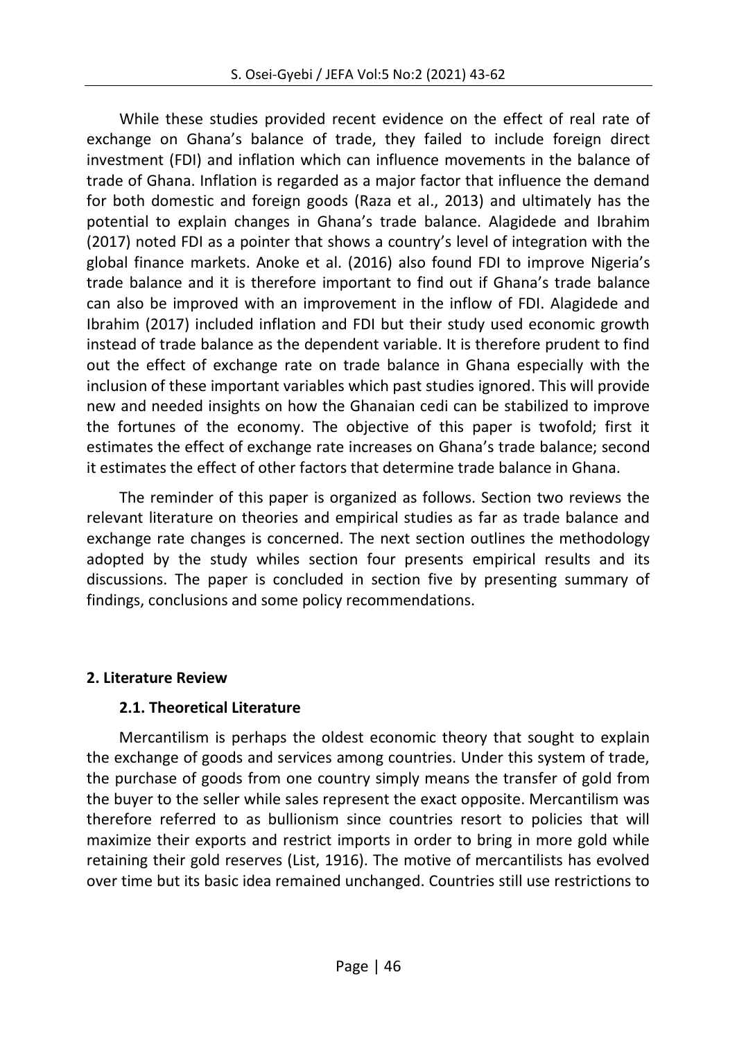While these studies provided recent evidence on the effect of real rate of exchange on Ghana's balance of trade, they failed to include foreign direct investment (FDI) and inflation which can influence movements in the balance of trade of Ghana. Inflation is regarded as a major factor that influence the demand for both domestic and foreign goods (Raza et al., 2013) and ultimately has the potential to explain changes in Ghana's trade balance. Alagidede and Ibrahim (2017) noted FDI as a pointer that shows a country's level of integration with the global finance markets. Anoke et al. (2016) also found FDI to improve Nigeria's trade balance and it is therefore important to find out if Ghana's trade balance can also be improved with an improvement in the inflow of FDI. Alagidede and Ibrahim (2017) included inflation and FDI but their study used economic growth instead of trade balance as the dependent variable. It is therefore prudent to find out the effect of exchange rate on trade balance in Ghana especially with the inclusion of these important variables which past studies ignored. This will provide new and needed insights on how the Ghanaian cedi can be stabilized to improve the fortunes of the economy. The objective of this paper is twofold; first it estimates the effect of exchange rate increases on Ghana's trade balance; second it estimates the effect of other factors that determine trade balance in Ghana.

The reminder of this paper is organized as follows. Section two reviews the relevant literature on theories and empirical studies as far as trade balance and exchange rate changes is concerned. The next section outlines the methodology adopted by the study whiles section four presents empirical results and its discussions. The paper is concluded in section five by presenting summary of findings, conclusions and some policy recommendations.

## 2. Literature Review

### 2.1. Theoretical Literature

Mercantilism is perhaps the oldest economic theory that sought to explain the exchange of goods and services among countries. Under this system of trade, the purchase of goods from one country simply means the transfer of gold from the buyer to the seller while sales represent the exact opposite. Mercantilism was therefore referred to as bullionism since countries resort to policies that will maximize their exports and restrict imports in order to bring in more gold while retaining their gold reserves (List, 1916). The motive of mercantilists has evolved over time but its basic idea remained unchanged. Countries still use restrictions to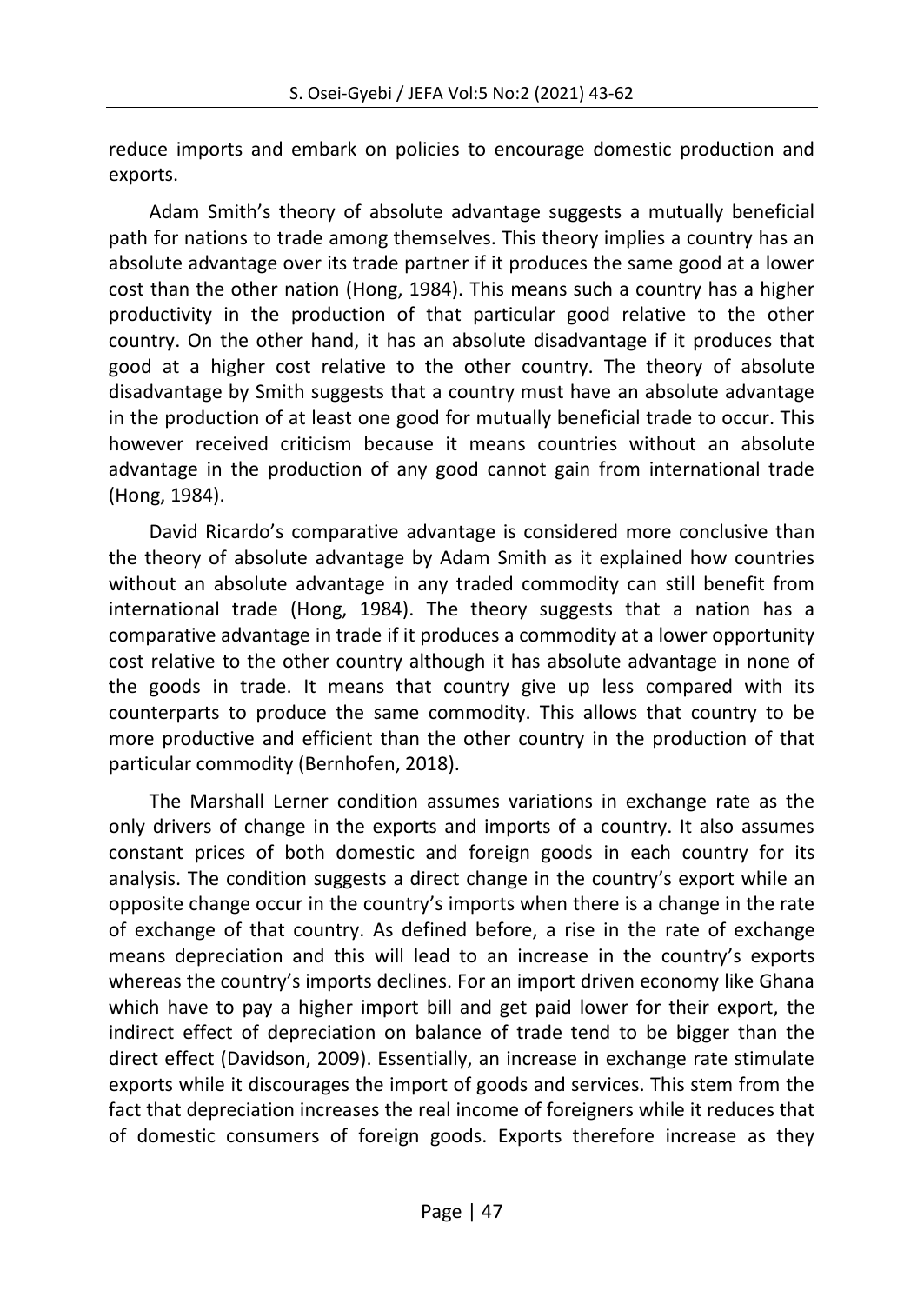reduce imports and embark on policies to encourage domestic production and exports.

Adam Smith's theory of absolute advantage suggests a mutually beneficial path for nations to trade among themselves. This theory implies a country has an absolute advantage over its trade partner if it produces the same good at a lower cost than the other nation (Hong, 1984). This means such a country has a higher productivity in the production of that particular good relative to the other country. On the other hand, it has an absolute disadvantage if it produces that good at a higher cost relative to the other country. The theory of absolute disadvantage by Smith suggests that a country must have an absolute advantage in the production of at least one good for mutually beneficial trade to occur. This however received criticism because it means countries without an absolute advantage in the production of any good cannot gain from international trade (Hong, 1984).

David Ricardo's comparative advantage is considered more conclusive than the theory of absolute advantage by Adam Smith as it explained how countries without an absolute advantage in any traded commodity can still benefit from international trade (Hong, 1984). The theory suggests that a nation has a comparative advantage in trade if it produces a commodity at a lower opportunity cost relative to the other country although it has absolute advantage in none of the goods in trade. It means that country give up less compared with its counterparts to produce the same commodity. This allows that country to be more productive and efficient than the other country in the production of that particular commodity (Bernhofen, 2018).

The Marshall Lerner condition assumes variations in exchange rate as the only drivers of change in the exports and imports of a country. It also assumes constant prices of both domestic and foreign goods in each country for its analysis. The condition suggests a direct change in the country's export while an opposite change occur in the country's imports when there is a change in the rate of exchange of that country. As defined before, a rise in the rate of exchange means depreciation and this will lead to an increase in the country's exports whereas the country's imports declines. For an import driven economy like Ghana which have to pay a higher import bill and get paid lower for their export, the indirect effect of depreciation on balance of trade tend to be bigger than the direct effect (Davidson, 2009). Essentially, an increase in exchange rate stimulate exports while it discourages the import of goods and services. This stem from the fact that depreciation increases the real income of foreigners while it reduces that of domestic consumers of foreign goods. Exports therefore increase as they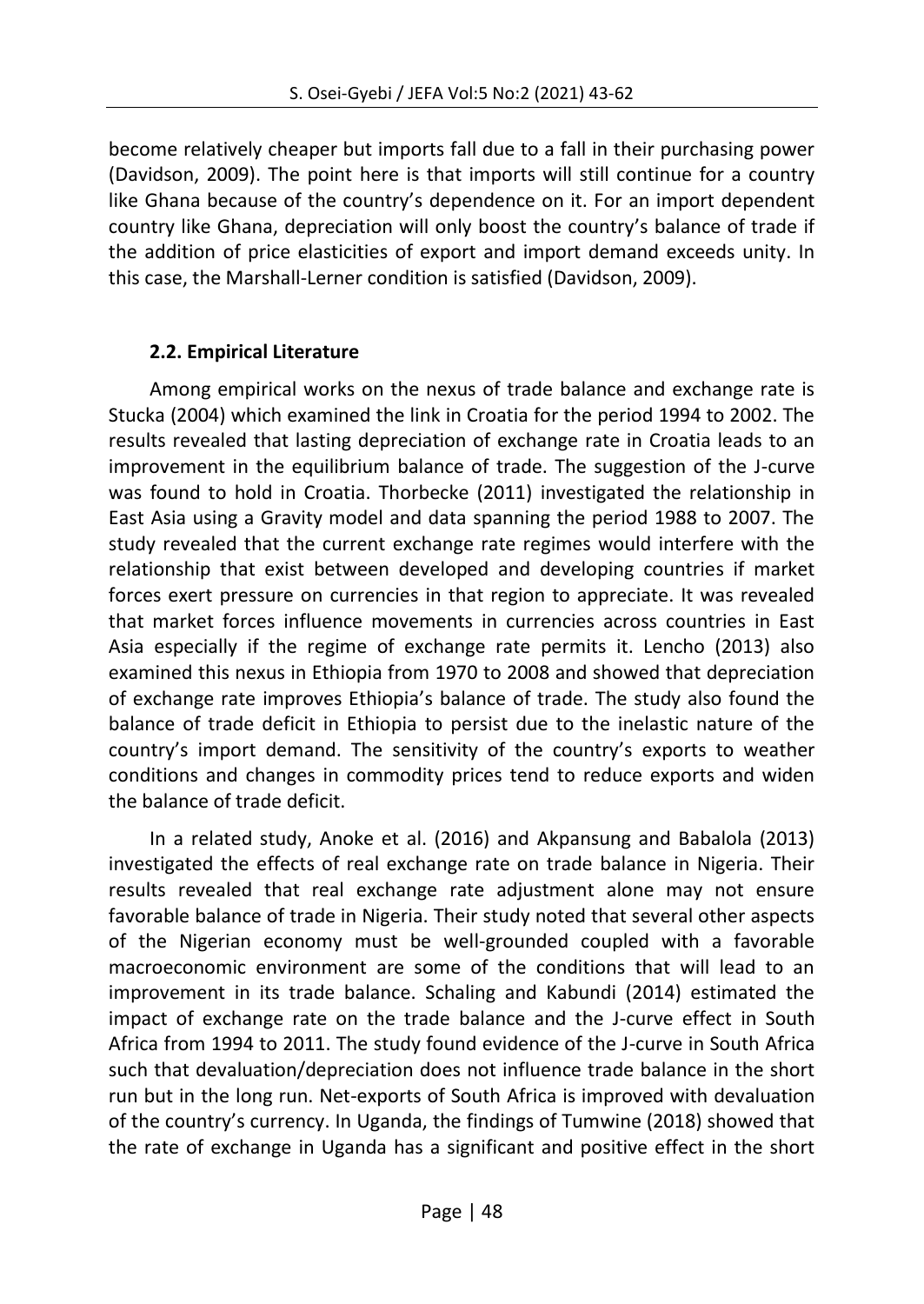become relatively cheaper but imports fall due to a fall in their purchasing power (Davidson, 2009). The point here is that imports will still continue for a country like Ghana because of the country's dependence on it. For an import dependent country like Ghana, depreciation will only boost the country's balance of trade if the addition of price elasticities of export and import demand exceeds unity. In this case, the Marshall-Lerner condition is satisfied (Davidson, 2009).

### 2.2. Empirical Literature

Among empirical works on the nexus of trade balance and exchange rate is Stucka (2004) which examined the link in Croatia for the period 1994 to 2002. The results revealed that lasting depreciation of exchange rate in Croatia leads to an improvement in the equilibrium balance of trade. The suggestion of the J-curve was found to hold in Croatia. Thorbecke (2011) investigated the relationship in East Asia using a Gravity model and data spanning the period 1988 to 2007. The study revealed that the current exchange rate regimes would interfere with the relationship that exist between developed and developing countries if market forces exert pressure on currencies in that region to appreciate. It was revealed that market forces influence movements in currencies across countries in East Asia especially if the regime of exchange rate permits it. Lencho (2013) also examined this nexus in Ethiopia from 1970 to 2008 and showed that depreciation of exchange rate improves Ethiopia's balance of trade. The study also found the balance of trade deficit in Ethiopia to persist due to the inelastic nature of the country's import demand. The sensitivity of the country's exports to weather conditions and changes in commodity prices tend to reduce exports and widen the balance of trade deficit.

In a related study, Anoke et al. (2016) and Akpansung and Babalola (2013) investigated the effects of real exchange rate on trade balance in Nigeria. Their results revealed that real exchange rate adjustment alone may not ensure favorable balance of trade in Nigeria. Their study noted that several other aspects of the Nigerian economy must be well-grounded coupled with a favorable macroeconomic environment are some of the conditions that will lead to an improvement in its trade balance. Schaling and Kabundi (2014) estimated the impact of exchange rate on the trade balance and the J-curve effect in South Africa from 1994 to 2011. The study found evidence of the J-curve in South Africa such that devaluation/depreciation does not influence trade balance in the short run but in the long run. Net-exports of South Africa is improved with devaluation of the country's currency. In Uganda, the findings of Tumwine (2018) showed that the rate of exchange in Uganda has a significant and positive effect in the short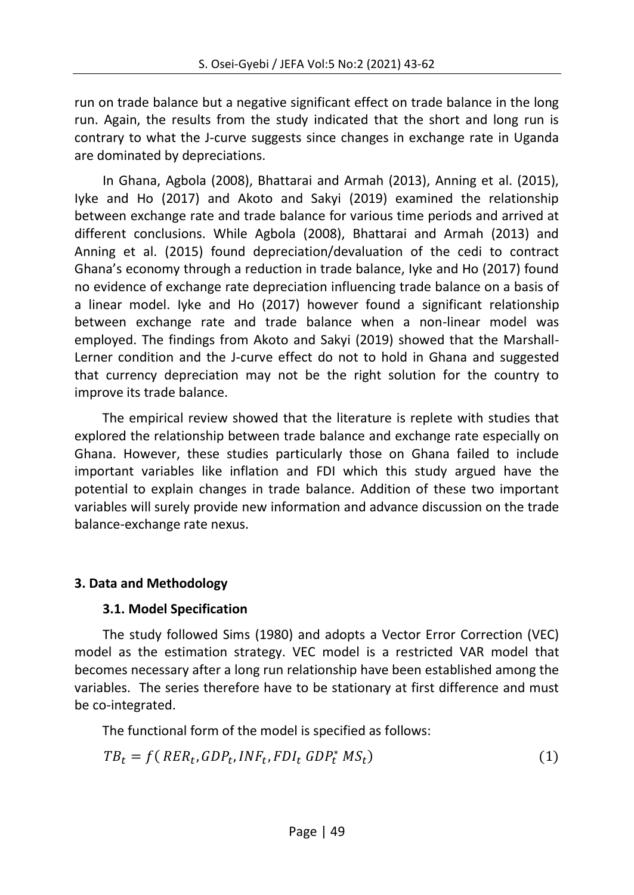run on trade balance but a negative significant effect on trade balance in the long run. Again, the results from the study indicated that the short and long run is contrary to what the J-curve suggests since changes in exchange rate in Uganda are dominated by depreciations.

In Ghana, Agbola (2008), Bhattarai and Armah (2013), Anning et al. (2015), Iyke and Ho (2017) and Akoto and Sakyi (2019) examined the relationship between exchange rate and trade balance for various time periods and arrived at different conclusions. While Agbola (2008), Bhattarai and Armah (2013) and Anning et al. (2015) found depreciation/devaluation of the cedi to contract Ghana's economy through a reduction in trade balance, Iyke and Ho (2017) found no evidence of exchange rate depreciation influencing trade balance on a basis of a linear model. Iyke and Ho (2017) however found a significant relationship between exchange rate and trade balance when a non-linear model was employed. The findings from Akoto and Sakyi (2019) showed that the Marshall-Lerner condition and the J-curve effect do not to hold in Ghana and suggested that currency depreciation may not be the right solution for the country to improve its trade balance.

The empirical review showed that the literature is replete with studies that explored the relationship between trade balance and exchange rate especially on Ghana. However, these studies particularly those on Ghana failed to include important variables like inflation and FDI which this study argued have the potential to explain changes in trade balance. Addition of these two important variables will surely provide new information and advance discussion on the trade balance-exchange rate nexus.

## 3. Data and Methodology

### 3.1. Model Specification

The study followed Sims (1980) and adopts a Vector Error Correction (VEC) model as the estimation strategy. VEC model is a restricted VAR model that becomes necessary after a long run relationship have been established among the variables. The series therefore have to be stationary at first difference and must be co-integrated.

The functional form of the model is specified as follows:

$$TB_t = f(\,RER_t, GDP_t, INF_t, FDI_t\; GDP_t^{*}\; MS_t) \tag{1}$$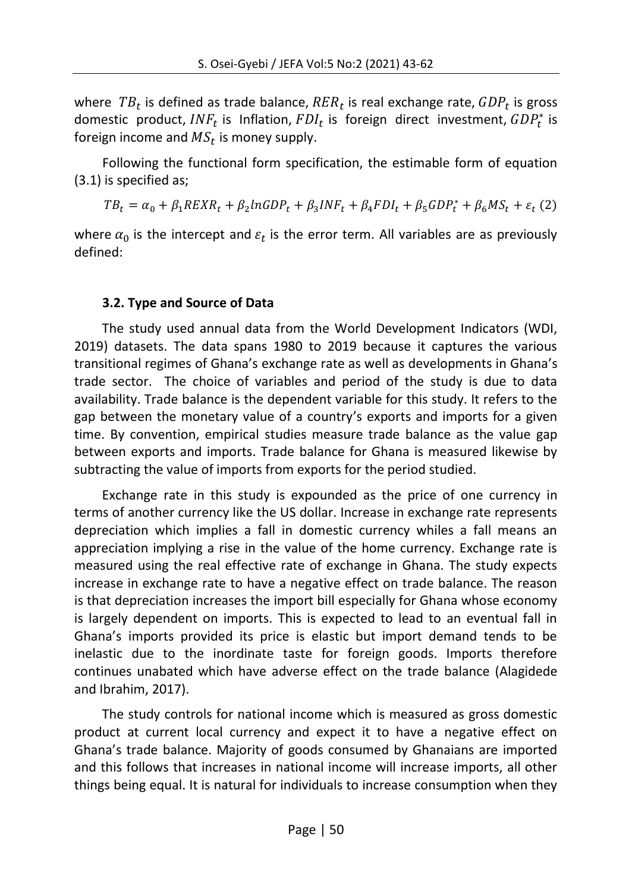where $TB_t$ is defined as trade balance, $RER_t$ is real exchange rate, $GDP_t$ is gross domestic product, $INF_t$ is Inflation, $FDI_t$ is foreign direct investment, $GDP_t^*$ is foreign income and $MS_t$ is money supply.

Following the functional form specification, the estimable form of equation (3.1) is specified as;

$$TB_t = \alpha_0 + \beta_1 REXR_t + \beta_2 lnGDP_t + \beta_3 INF_t + \beta_4 FDI_t + \beta_5 GDP_t^* + \beta_6 MS_t + \varepsilon_t \ (2)$$

where $\alpha_0$ is the intercept and $\varepsilon_t$ is the error term. All variables are as previously defined:

### 3.2. Type and Source of Data

The study used annual data from the World Development Indicators (WDI, 2019) datasets. The data spans 1980 to 2019 because it captures the various transitional regimes of Ghana's exchange rate as well as developments in Ghana's trade sector. The choice of variables and period of the study is due to data availability. Trade balance is the dependent variable for this study. It refers to the gap between the monetary value of a country's exports and imports for a given time. By convention, empirical studies measure trade balance as the value gap between exports and imports. Trade balance for Ghana is measured likewise by subtracting the value of imports from exports for the period studied.

Exchange rate in this study is expounded as the price of one currency in terms of another currency like the US dollar. Increase in exchange rate represents depreciation which implies a fall in domestic currency whiles a fall means an appreciation implying a rise in the value of the home currency. Exchange rate is measured using the real effective rate of exchange in Ghana. The study expects increase in exchange rate to have a negative effect on trade balance. The reason is that depreciation increases the import bill especially for Ghana whose economy is largely dependent on imports. This is expected to lead to an eventual fall in Ghana's imports provided its price is elastic but import demand tends to be inelastic due to the inordinate taste for foreign goods. Imports therefore continues unabated which have adverse effect on the trade balance (Alagidede and Ibrahim, 2017).

The study controls for national income which is measured as gross domestic product at current local currency and expect it to have a negative effect on Ghana's trade balance. Majority of goods consumed by Ghanaians are imported and this follows that increases in national income will increase imports, all other things being equal. It is natural for individuals to increase consumption when they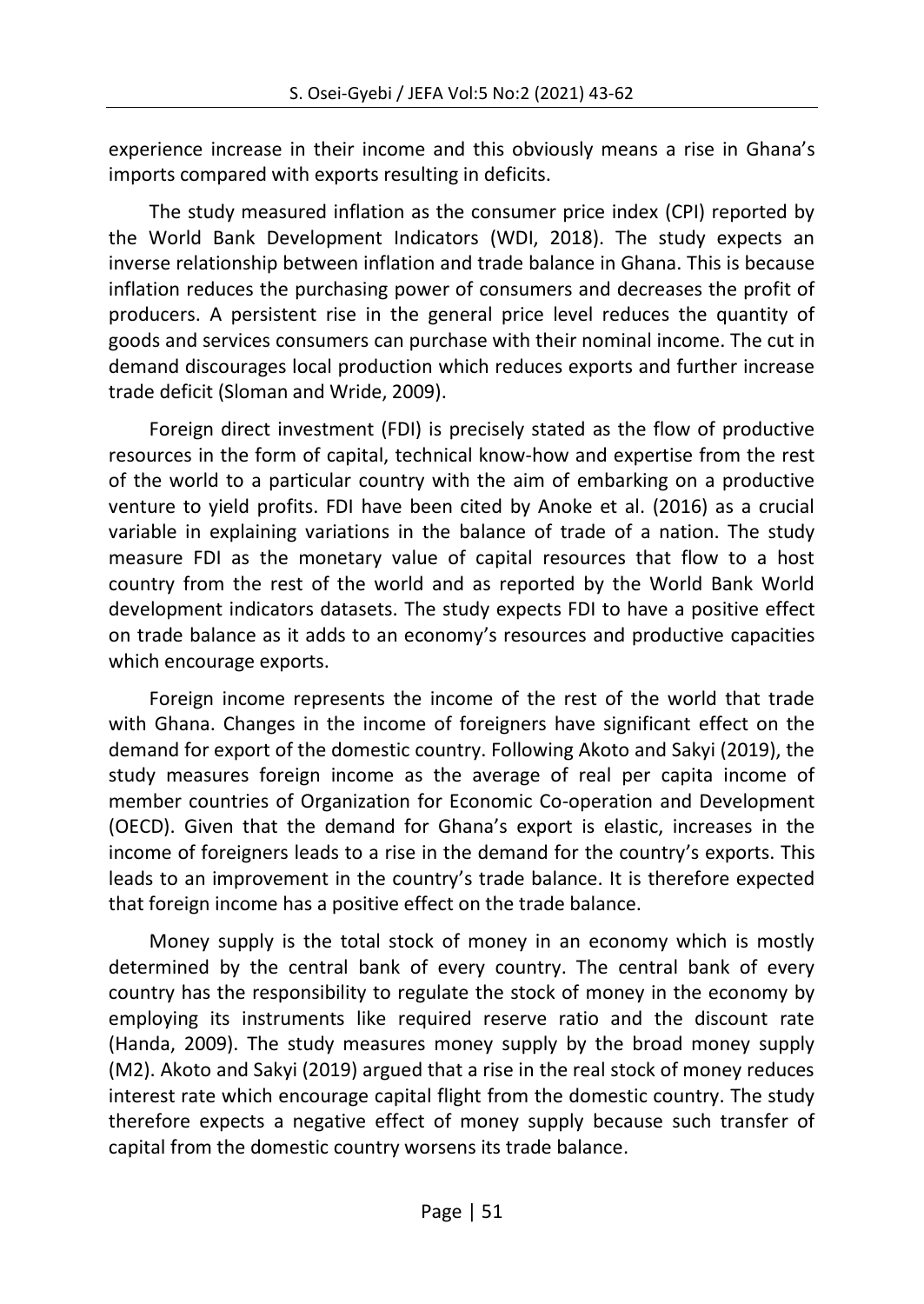experience increase in their income and this obviously means a rise in Ghana's imports compared with exports resulting in deficits.

The study measured inflation as the consumer price index (CPI) reported by the World Bank Development Indicators (WDI, 2018). The study expects an inverse relationship between inflation and trade balance in Ghana. This is because inflation reduces the purchasing power of consumers and decreases the profit of producers. A persistent rise in the general price level reduces the quantity of goods and services consumers can purchase with their nominal income. The cut in demand discourages local production which reduces exports and further increase trade deficit (Sloman and Wride, 2009).

Foreign direct investment (FDI) is precisely stated as the flow of productive resources in the form of capital, technical know-how and expertise from the rest of the world to a particular country with the aim of embarking on a productive venture to yield profits. FDI have been cited by Anoke et al. (2016) as a crucial variable in explaining variations in the balance of trade of a nation. The study measure FDI as the monetary value of capital resources that flow to a host country from the rest of the world and as reported by the World Bank World development indicators datasets. The study expects FDI to have a positive effect on trade balance as it adds to an economy's resources and productive capacities which encourage exports.

Foreign income represents the income of the rest of the world that trade with Ghana. Changes in the income of foreigners have significant effect on the demand for export of the domestic country. Following Akoto and Sakyi (2019), the study measures foreign income as the average of real per capita income of member countries of Organization for Economic Co-operation and Development (OECD). Given that the demand for Ghana's export is elastic, increases in the income of foreigners leads to a rise in the demand for the country's exports. This leads to an improvement in the country's trade balance. It is therefore expected that foreign income has a positive effect on the trade balance.

Money supply is the total stock of money in an economy which is mostly determined by the central bank of every country. The central bank of every country has the responsibility to regulate the stock of money in the economy by employing its instruments like required reserve ratio and the discount rate (Handa, 2009). The study measures money supply by the broad money supply (M2). Akoto and Sakyi (2019) argued that a rise in the real stock of money reduces interest rate which encourage capital flight from the domestic country. The study therefore expects a negative effect of money supply because such transfer of capital from the domestic country worsens its trade balance.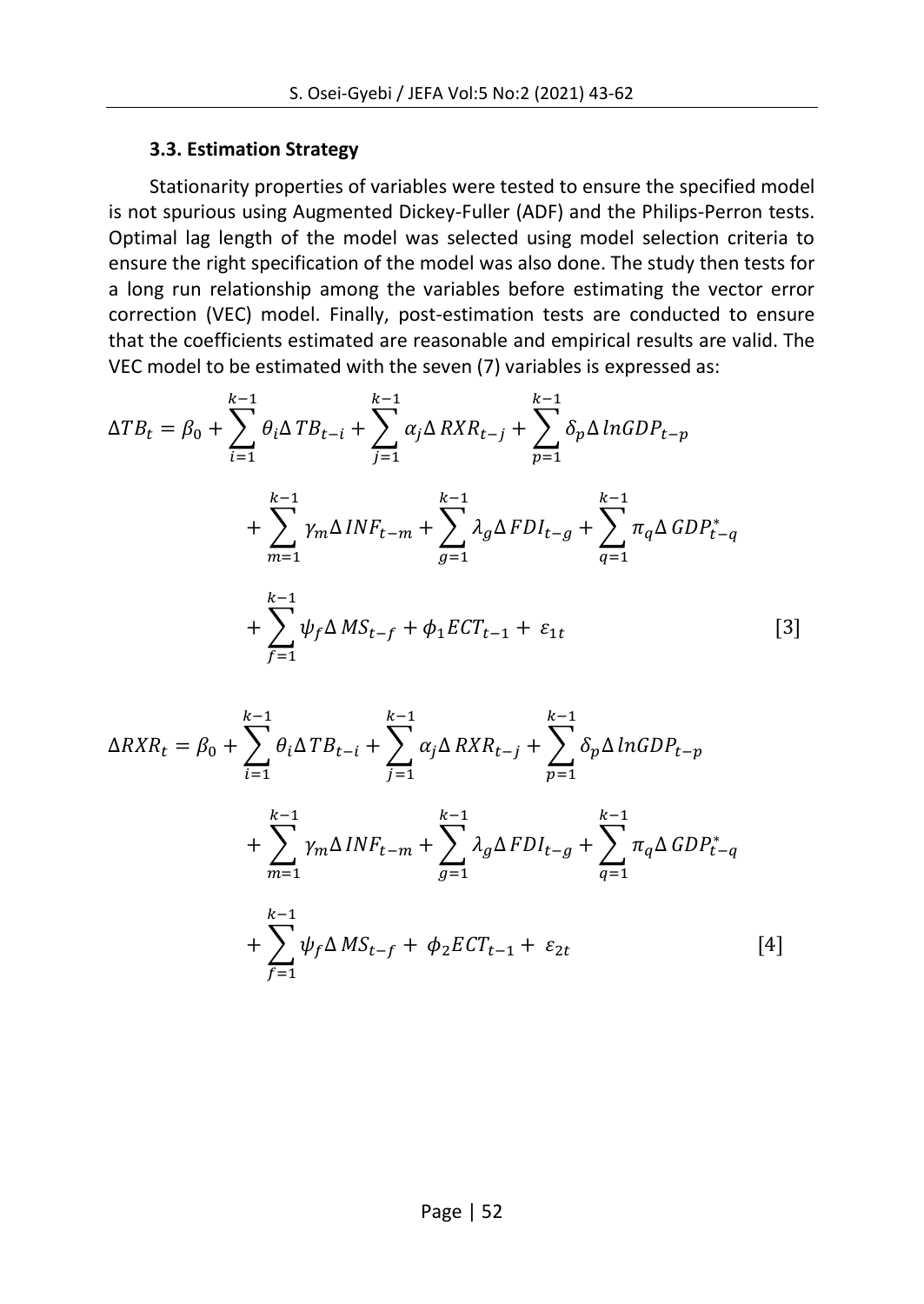### 3.3. Estimation Strategy

Stationarity properties of variables were tested to ensure the specified model is not spurious using Augmented Dickey-Fuller (ADF) and the Philips-Perron tests. Optimal lag length of the model was selected using model selection criteria to ensure the right specification of the model was also done. The study then tests for a long run relationship among the variables before estimating the vector error correction (VEC) model. Finally, post-estimation tests are conducted to ensure that the coefficients estimated are reasonable and empirical results are valid. The VEC model to be estimated with the seven (7) variables is expressed as:

$$\Delta TB_t = \beta_0 + \sum_{i=1}^{k-1} \theta_i \Delta TB_{t-i} + \sum_{j=1}^{k-1} \alpha_j \Delta RXR_{t-j} + \sum_{p=1}^{k-1} \delta_p \Delta lnGDP_{t-p} + \sum_{m=1}^{k-1} \gamma_m \Delta INF_{t-m} + \sum_{g=1}^{k-1} \lambda_g \Delta FDI_{t-g} + \sum_{q=1}^{k-1} \pi_q \Delta GDP^*_{t-q} + \sum_{f=1}^{k-1} \psi_f \Delta MS_{t-f} + \phi_1 ECT_{t-1} + \varepsilon_{1t} \quad [3]$$

$$\Delta RXR_t = \beta_0 + \sum_{i=1}^{k-1} \theta_i \Delta TB_{t-i} + \sum_{j=1}^{k-1} \alpha_j \Delta RXR_{t-j} + \sum_{p=1}^{k-1} \delta_p \Delta lnGDP_{t-p} + \sum_{m=1}^{k-1} \gamma_m \Delta INF_{t-m} + \sum_{g=1}^{k-1} \lambda_g \Delta FDI_{t-g} + \sum_{q=1}^{k-1} \pi_q \Delta GDP^*_{t-q} + \sum_{f=1}^{k-1} \psi_f \Delta MS_{t-f} + \phi_2 ECT_{t-1} + \varepsilon_{2t} \quad [4]$$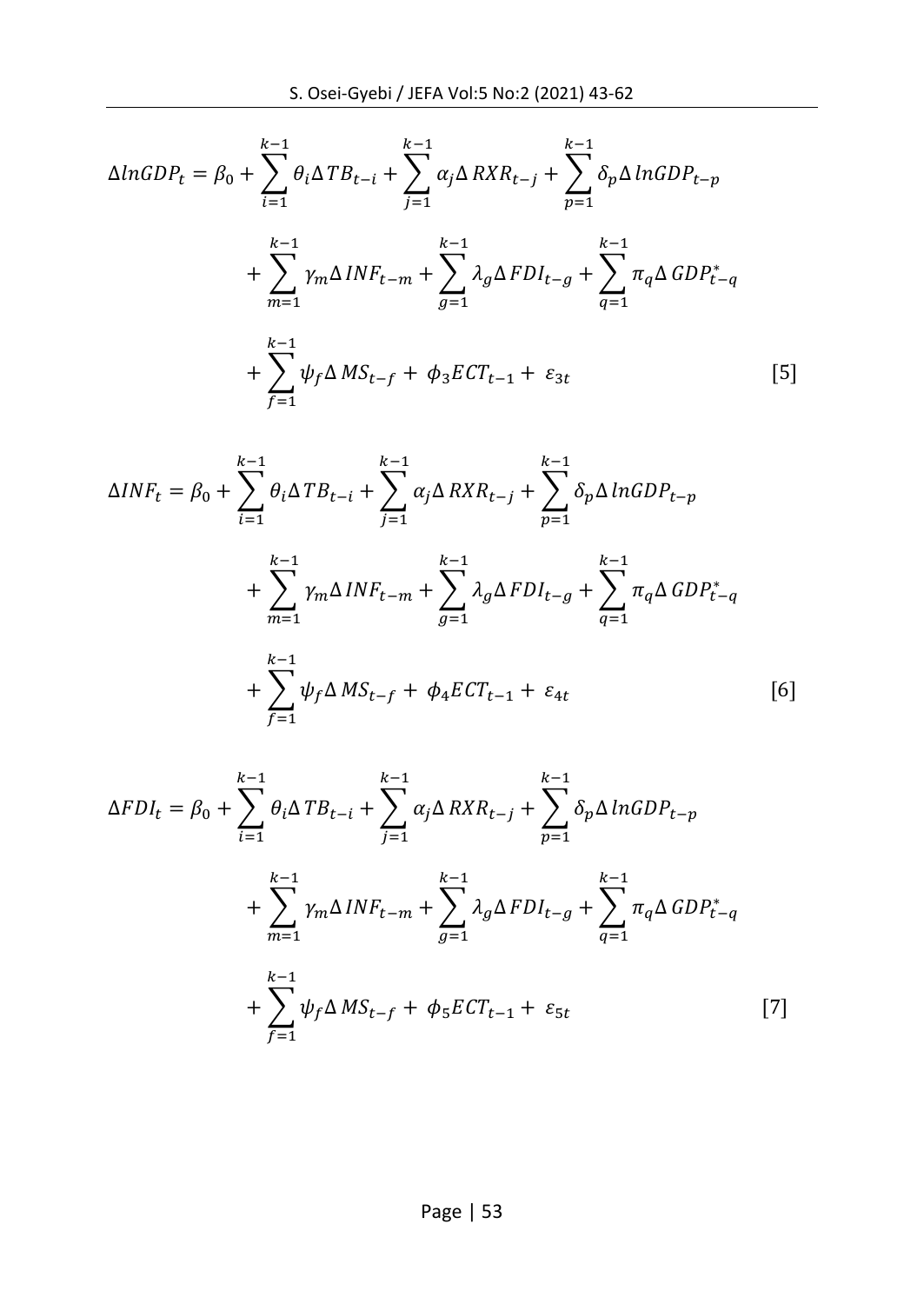$$\Delta lnGDP_t = \beta_0 + \sum_{i=1}^{k-1} \theta_i \Delta TB_{t-i} + \sum_{j=1}^{k-1} \alpha_j \Delta RXR_{t-j} + \sum_{p=1}^{k-1} \delta_p \Delta lnGDP_{t-p} + \sum_{m=1}^{k-1} \gamma_m \Delta INF_{t-m} + \sum_{g=1}^{k-1} \lambda_g \Delta FDI_{t-g} + \sum_{q=1}^{k-1} \pi_q \Delta GDP^*_{t-q} + \sum_{f=1}^{k-1} \psi_f \Delta MS_{t-f} + \phi_3 ECT_{t-1} + \varepsilon_{3t} \quad [5]$$

$$\Delta INF_t = \beta_0 + \sum_{i=1}^{k-1} \theta_i \Delta TB_{t-i} + \sum_{j=1}^{k-1} \alpha_j \Delta RXR_{t-j} + \sum_{p=1}^{k-1} \delta_p \Delta lnGDP_{t-p} + \sum_{m=1}^{k-1} \gamma_m \Delta INF_{t-m} + \sum_{g=1}^{k-1} \lambda_g \Delta FDI_{t-g} + \sum_{q=1}^{k-1} \pi_q \Delta GDP^*_{t-q} + \sum_{f=1}^{k-1} \psi_f \Delta MS_{t-f} + \phi_4 ECT_{t-1} + \varepsilon_{4t} \quad [6]$$

$$\Delta FDI_t = \beta_0 + \sum_{i=1}^{k-1} \theta_i \Delta TB_{t-i} + \sum_{j=1}^{k-1} \alpha_j \Delta RXR_{t-j} + \sum_{p=1}^{k-1} \delta_p \Delta lnGDP_{t-p} + \sum_{m=1}^{k-1} \gamma_m \Delta INF_{t-m} + \sum_{g=1}^{k-1} \lambda_g \Delta FDI_{t-g} + \sum_{q=1}^{k-1} \pi_q \Delta GDP^*_{t-q} + \sum_{f=1}^{k-1} \psi_f \Delta MS_{t-f} + \phi_5 ECT_{t-1} + \varepsilon_{5t} \quad [7]$$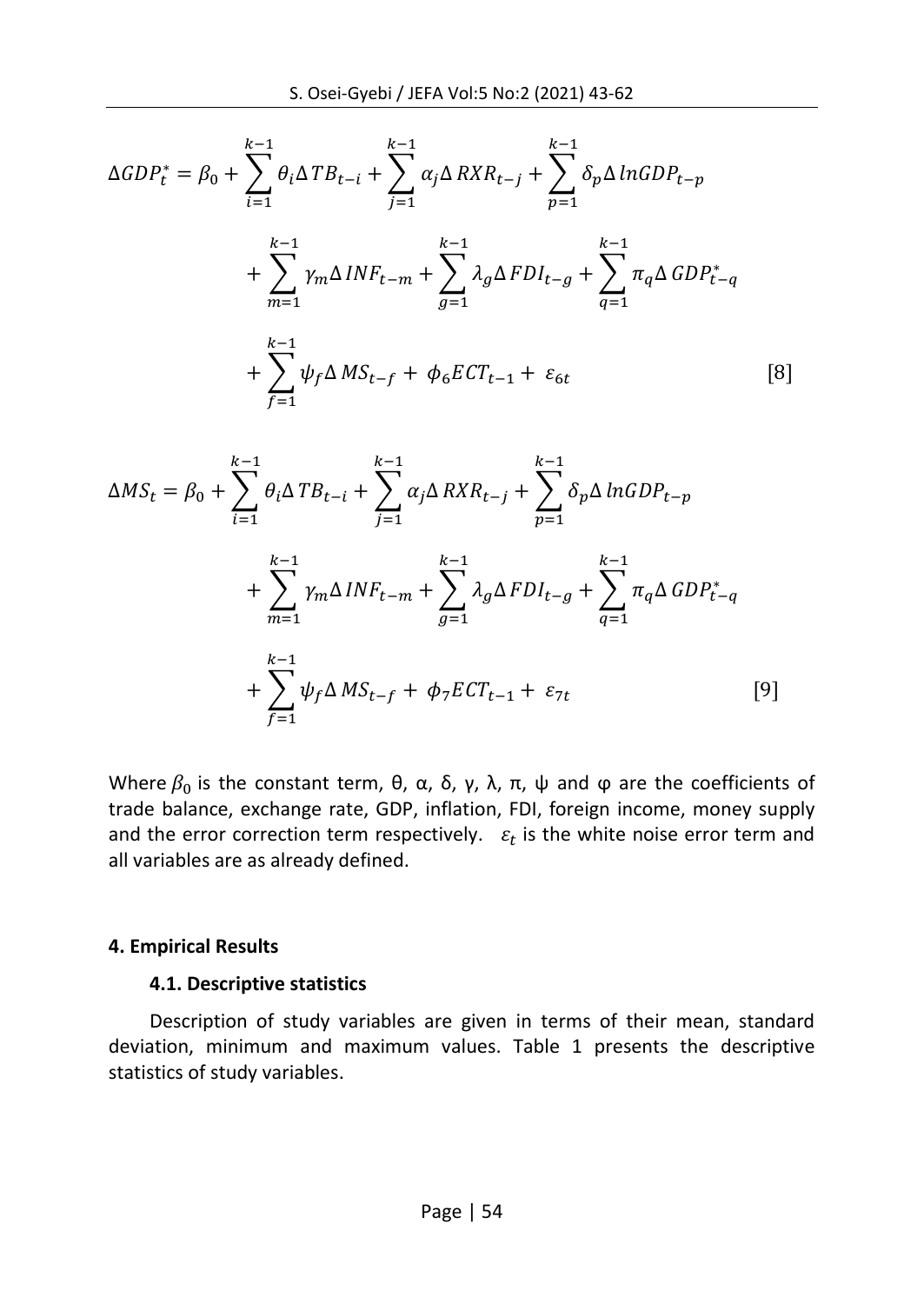$$\Delta GDP_t^* = \beta_0 + \sum_{i=1}^{k-1} \theta_i \Delta TB_{t-i} + \sum_{j=1}^{k-1} \alpha_j \Delta RXR_{t-j} + \sum_{p=1}^{k-1} \delta_p \Delta lnGDP_{t-p} + \sum_{m=1}^{k-1} \gamma_m \Delta INF_{t-m} + \sum_{g=1}^{k-1} \lambda_g \Delta FDI_{t-g} + \sum_{q=1}^{k-1} \pi_q \Delta GDP_{t-q}^* + \sum_{f=1}^{k-1} \psi_f \Delta MS_{t-f} + \phi_6 ECT_{t-1} + \varepsilon_{6t} \quad [8]$$

$$\Delta MS_t = \beta_0 + \sum_{i=1}^{k-1} \theta_i \Delta TB_{t-i} + \sum_{j=1}^{k-1} \alpha_j \Delta RXR_{t-j} + \sum_{p=1}^{k-1} \delta_p \Delta lnGDP_{t-p} + \sum_{m=1}^{k-1} \gamma_m \Delta INF_{t-m} + \sum_{g=1}^{k-1} \lambda_g \Delta FDI_{t-g} + \sum_{q=1}^{k-1} \pi_q \Delta GDP_{t-q}^* + \sum_{f=1}^{k-1} \psi_f \Delta MS_{t-f} + \phi_7 ECT_{t-1} + \varepsilon_{7t} \quad [9]$$

Where $\beta_0$ is the constant term, θ, α, δ, γ, λ, π, ψ and φ are the coefficients of trade balance, exchange rate, GDP, inflation, FDI, foreign income, money supply and the error correction term respectively. $\varepsilon_t$ is the white noise error term and all variables are as already defined.

## 4. Empirical Results

### 4.1. Descriptive statistics

Description of study variables are given in terms of their mean, standard deviation, minimum and maximum values. Table 1 presents the descriptive statistics of study variables.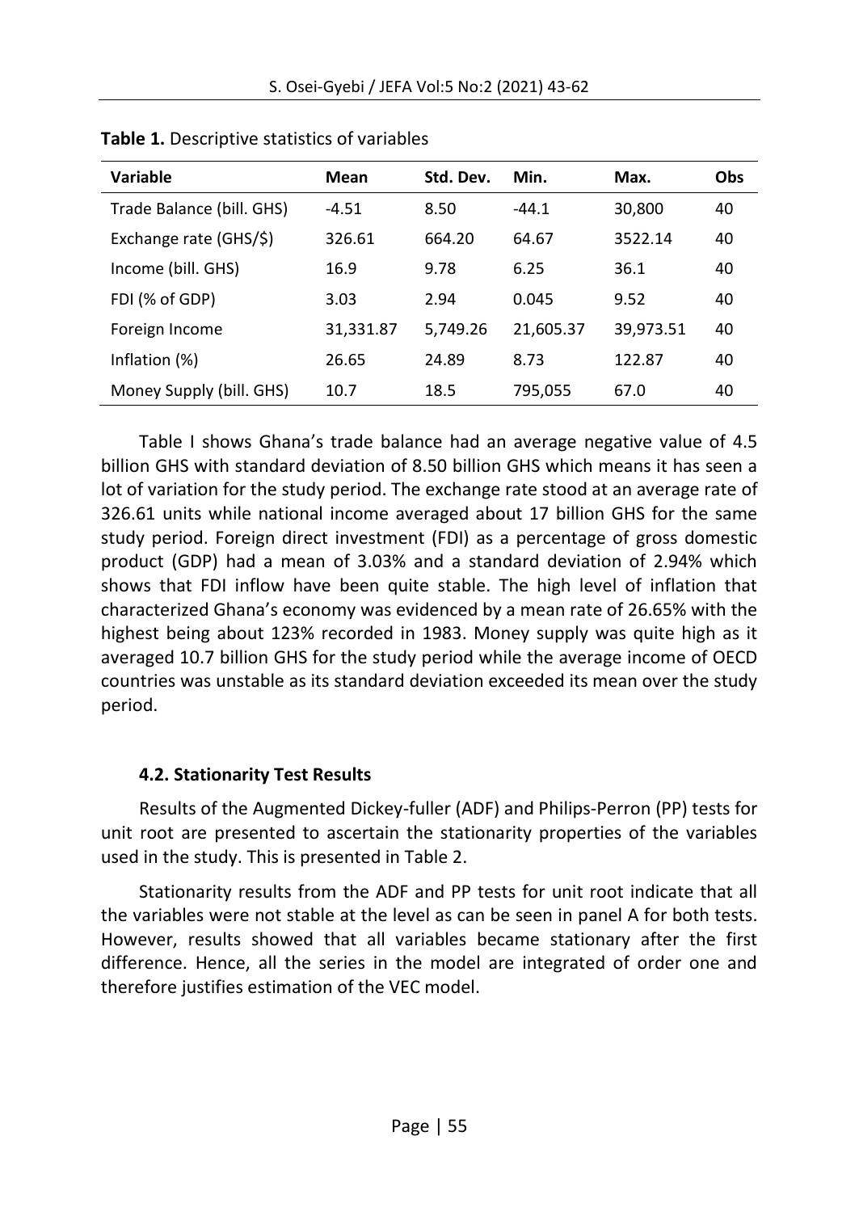**Table 1.** Descriptive statistics of variables

| Variable | Mean | Std. Dev. | Min. | Max. | Obs |
|---|---|---|---|---|---|
| Trade Balance (bill. GHS) | -4.51 | 8.50 | -44.1 | 30,800 | 40 |
| Exchange rate (GHS/$) | 326.61 | 664.20 | 64.67 | 3522.14 | 40 |
| Income (bill. GHS) | 16.9 | 9.78 | 6.25 | 36.1 | 40 |
| FDI (% of GDP) | 3.03 | 2.94 | 0.045 | 9.52 | 40 |
| Foreign Income | 31,331.87 | 5,749.26 | 21,605.37 | 39,973.51 | 40 |
| Inflation (%) | 26.65 | 24.89 | 8.73 | 122.87 | 40 |
| Money Supply (bill. GHS) | 10.7 | 18.5 | 795,055 | 67.0 | 40 |

Table I shows Ghana's trade balance had an average negative value of 4.5 billion GHS with standard deviation of 8.50 billion GHS which means it has seen a lot of variation for the study period. The exchange rate stood at an average rate of 326.61 units while national income averaged about 17 billion GHS for the same study period. Foreign direct investment (FDI) as a percentage of gross domestic product (GDP) had a mean of 3.03% and a standard deviation of 2.94% which shows that FDI inflow have been quite stable. The high level of inflation that characterized Ghana's economy was evidenced by a mean rate of 26.65% with the highest being about 123% recorded in 1983. Money supply was quite high as it averaged 10.7 billion GHS for the study period while the average income of OECD countries was unstable as its standard deviation exceeded its mean over the study period.

### 4.2. Stationarity Test Results

Results of the Augmented Dickey-fuller (ADF) and Philips-Perron (PP) tests for unit root are presented to ascertain the stationarity properties of the variables used in the study. This is presented in Table 2.

Stationarity results from the ADF and PP tests for unit root indicate that all the variables were not stable at the level as can be seen in panel A for both tests. However, results showed that all variables became stationary after the first difference. Hence, all the series in the model are integrated of order one and therefore justifies estimation of the VEC model.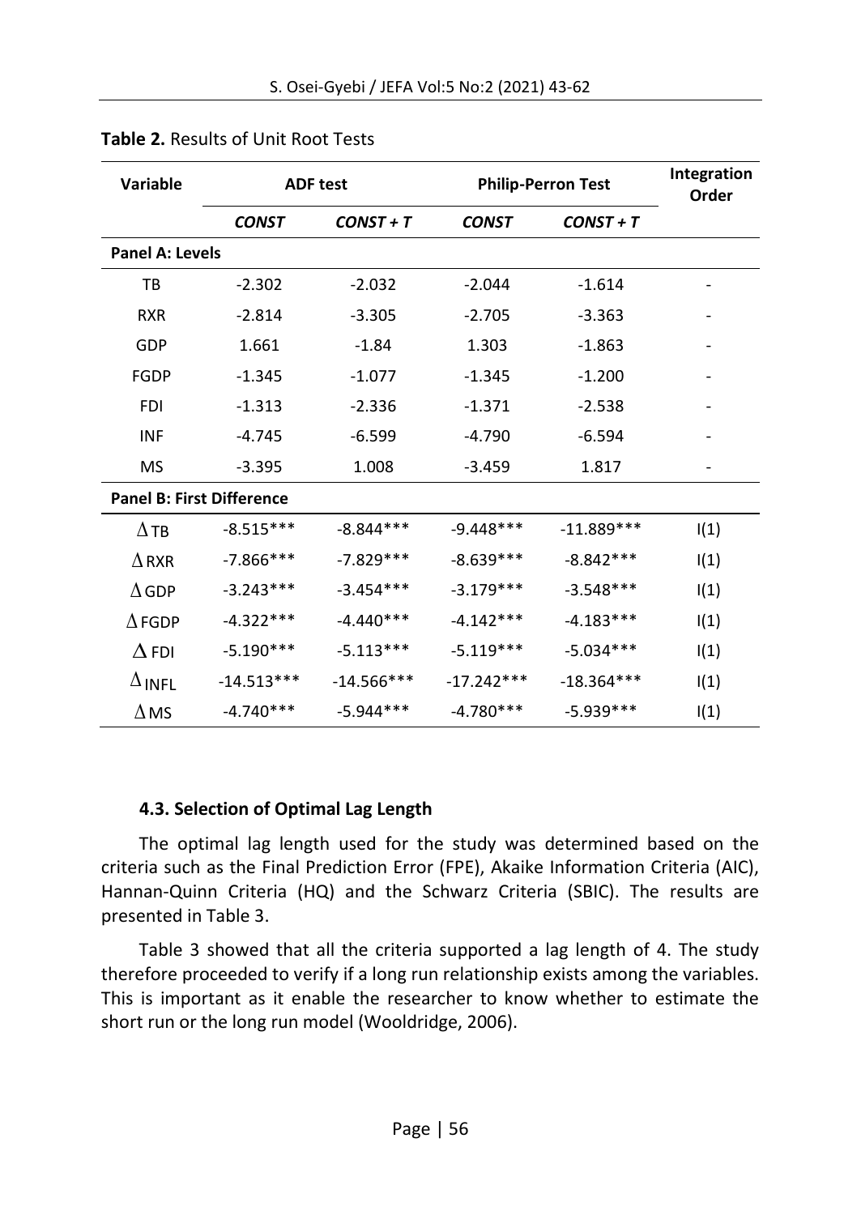**Table 2.** Results of Unit Root Tests

| Variable | ADF test | | Philip-Perron Test | | Integration Order |
|---|---|---|---|---|---|
| | ***CONST*** | ***CONST + T*** | ***CONST*** | ***CONST + T*** | |
| **Panel A: Levels** | | | | | |
| TB | -2.302 | -2.032 | -2.044 | -1.614 | - |
| RXR | -2.814 | -3.305 | -2.705 | -3.363 | - |
| GDP | 1.661 | -1.84 | 1.303 | -1.863 | - |
| FGDP | -1.345 | -1.077 | -1.345 | -1.200 | - |
| FDI | -1.313 | -2.336 | -1.371 | -2.538 | - |
| INF | -4.745 | -6.599 | -4.790 | -6.594 | - |
| MS | -3.395 | 1.008 | -3.459 | 1.817 | - |
| **Panel B: First Difference** | | | | | |
| $\Delta$ TB | -8.515*** | -8.844*** | -9.448*** | -11.889*** | I(1) |
| $\Delta$ RXR | -7.866*** | -7.829*** | -8.639*** | -8.842*** | I(1) |
| $\Delta$ GDP | -3.243*** | -3.454*** | -3.179*** | -3.548*** | I(1) |
| $\Delta$ FGDP | -4.322*** | -4.440*** | -4.142*** | -4.183*** | I(1) |
| $\Delta$ FDI | -5.190*** | -5.113*** | -5.119*** | -5.034*** | I(1) |
| $\Delta$ INFL | -14.513*** | -14.566*** | -17.242*** | -18.364*** | I(1) |
| $\Delta$ MS | -4.740*** | -5.944*** | -4.780*** | -5.939*** | I(1) |

### 4.3. Selection of Optimal Lag Length

The optimal lag length used for the study was determined based on the criteria such as the Final Prediction Error (FPE), Akaike Information Criteria (AIC), Hannan-Quinn Criteria (HQ) and the Schwarz Criteria (SBIC). The results are presented in Table 3.

Table 3 showed that all the criteria supported a lag length of 4. The study therefore proceeded to verify if a long run relationship exists among the variables. This is important as it enable the researcher to know whether to estimate the short run or the long run model (Wooldridge, 2006).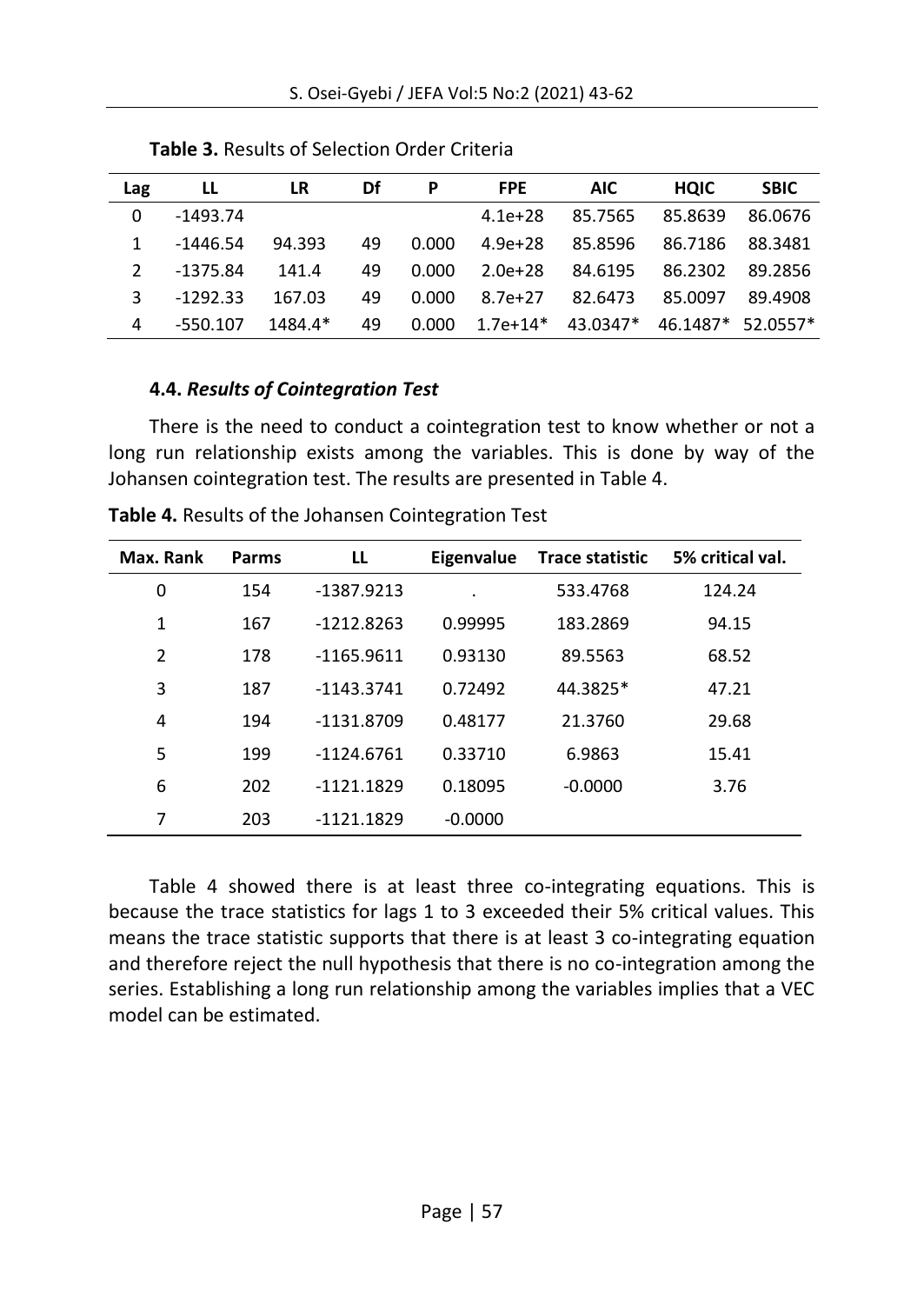**Table 3.** Results of Selection Order Criteria

| Lag | LL | LR | Df | P | FPE | AIC | HQIC | SBIC |
|---|---|---|---|---|---|---|---|---|
| 0 | -1493.74 | | | | 4.1e+28 | 85.7565 | 85.8639 | 86.0676 |
| 1 | -1446.54 | 94.393 | 49 | 0.000 | 4.9e+28 | 85.8596 | 86.7186 | 88.3481 |
| 2 | -1375.84 | 141.4 | 49 | 0.000 | 2.0e+28 | 84.6195 | 86.2302 | 89.2856 |
| 3 | -1292.33 | 167.03 | 49 | 0.000 | 8.7e+27 | 82.6473 | 85.0097 | 89.4908 |
| 4 | -550.107 | 1484.4* | 49 | 0.000 | 1.7e+14* | 43.0347* | 46.1487* | 52.0557* |

### 4.4. *Results of Cointegration Test*

There is the need to conduct a cointegration test to know whether or not a long run relationship exists among the variables. This is done by way of the Johansen cointegration test. The results are presented in Table 4.

**Table 4.** Results of the Johansen Cointegration Test

| Max. Rank | Parms | LL | Eigenvalue | Trace statistic | 5% critical val. |
|---|---|---|---|---|---|
| 0 | 154 | -1387.9213 | . | 533.4768 | 124.24 |
| 1 | 167 | -1212.8263 | 0.99995 | 183.2869 | 94.15 |
| 2 | 178 | -1165.9611 | 0.93130 | 89.5563 | 68.52 |
| 3 | 187 | -1143.3741 | 0.72492 | 44.3825* | 47.21 |
| 4 | 194 | -1131.8709 | 0.48177 | 21.3760 | 29.68 |
| 5 | 199 | -1124.6761 | 0.33710 | 6.9863 | 15.41 |
| 6 | 202 | -1121.1829 | 0.18095 | -0.0000 | 3.76 |
| 7 | 203 | -1121.1829 | -0.0000 | | |

Table 4 showed there is at least three co-integrating equations. This is because the trace statistics for lags 1 to 3 exceeded their 5% critical values. This means the trace statistic supports that there is at least 3 co-integrating equation and therefore reject the null hypothesis that there is no co-integration among the series. Establishing a long run relationship among the variables implies that a VEC model can be estimated.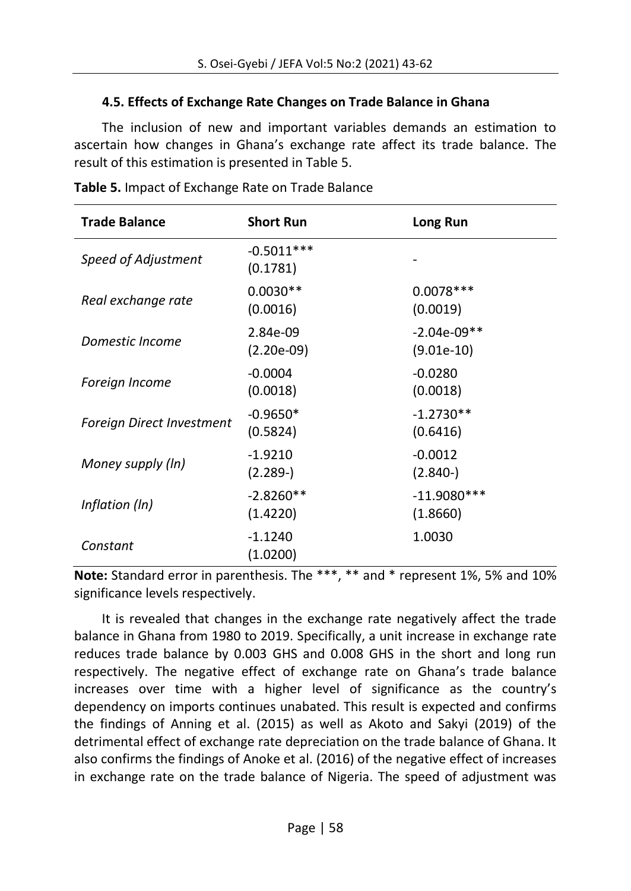### 4.5. Effects of Exchange Rate Changes on Trade Balance in Ghana

The inclusion of new and important variables demands an estimation to ascertain how changes in Ghana's exchange rate affect its trade balance. The result of this estimation is presented in Table 5.

**Table 5.** Impact of Exchange Rate on Trade Balance

| Trade Balance | Short Run | Long Run |
|---|---|---|
| *Speed of Adjustment* | -0.5011*** (0.1781) | - |
| *Real exchange rate* | 0.0030** (0.0016) | 0.0078*** (0.0019) |
| *Domestic Income* | 2.84e-09 (2.20e-09) | -2.04e-09** (9.01e-10) |
| *Foreign Income* | -0.0004 (0.0018) | -0.0280 (0.0018) |
| *Foreign Direct Investment* | -0.9650* (0.5824) | -1.2730** (0.6416) |
| *Money supply (ln)* | -1.9210 (2.289-) | -0.0012 (2.840-) |
| *Inflation (ln)* | -2.8260** (1.4220) | -11.9080*** (1.8660) |
| *Constant* | -1.1240 (1.0200) | 1.0030 |

**Note:** Standard error in parenthesis. The ***, ** and * represent 1%, 5% and 10% significance levels respectively.

It is revealed that changes in the exchange rate negatively affect the trade balance in Ghana from 1980 to 2019. Specifically, a unit increase in exchange rate reduces trade balance by 0.003 GHS and 0.008 GHS in the short and long run respectively. The negative effect of exchange rate on Ghana's trade balance increases over time with a higher level of significance as the country's dependency on imports continues unabated. This result is expected and confirms the findings of Anning et al. (2015) as well as Akoto and Sakyi (2019) of the detrimental effect of exchange rate depreciation on the trade balance of Ghana. It also confirms the findings of Anoke et al. (2016) of the negative effect of increases in exchange rate on the trade balance of Nigeria. The speed of adjustment was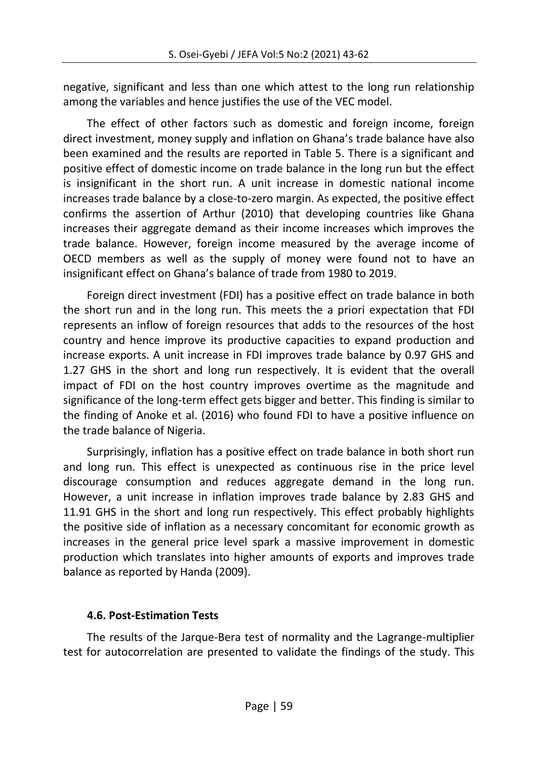negative, significant and less than one which attest to the long run relationship among the variables and hence justifies the use of the VEC model.

The effect of other factors such as domestic and foreign income, foreign direct investment, money supply and inflation on Ghana's trade balance have also been examined and the results are reported in Table 5. There is a significant and positive effect of domestic income on trade balance in the long run but the effect is insignificant in the short run. A unit increase in domestic national income increases trade balance by a close-to-zero margin. As expected, the positive effect confirms the assertion of Arthur (2010) that developing countries like Ghana increases their aggregate demand as their income increases which improves the trade balance. However, foreign income measured by the average income of OECD members as well as the supply of money were found not to have an insignificant effect on Ghana's balance of trade from 1980 to 2019.

Foreign direct investment (FDI) has a positive effect on trade balance in both the short run and in the long run. This meets the a priori expectation that FDI represents an inflow of foreign resources that adds to the resources of the host country and hence improve its productive capacities to expand production and increase exports. A unit increase in FDI improves trade balance by 0.97 GHS and 1.27 GHS in the short and long run respectively. It is evident that the overall impact of FDI on the host country improves overtime as the magnitude and significance of the long-term effect gets bigger and better. This finding is similar to the finding of Anoke et al. (2016) who found FDI to have a positive influence on the trade balance of Nigeria.

Surprisingly, inflation has a positive effect on trade balance in both short run and long run. This effect is unexpected as continuous rise in the price level discourage consumption and reduces aggregate demand in the long run. However, a unit increase in inflation improves trade balance by 2.83 GHS and 11.91 GHS in the short and long run respectively. This effect probably highlights the positive side of inflation as a necessary concomitant for economic growth as increases in the general price level spark a massive improvement in domestic production which translates into higher amounts of exports and improves trade balance as reported by Handa (2009).

### 4.6. Post-Estimation Tests

The results of the Jarque-Bera test of normality and the Lagrange-multiplier test for autocorrelation are presented to validate the findings of the study. This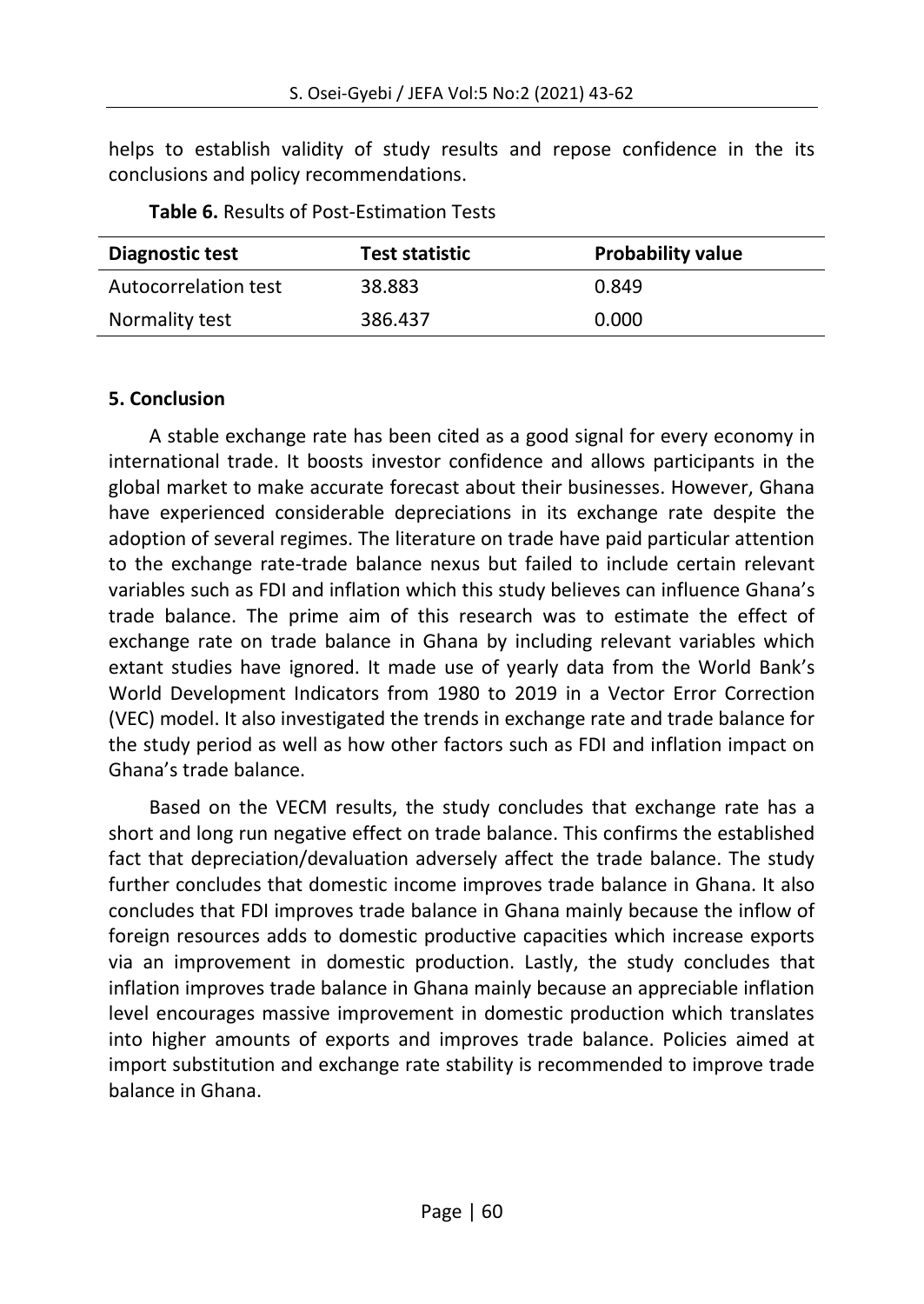helps to establish validity of study results and repose confidence in the its conclusions and policy recommendations.

**Table 6.** Results of Post-Estimation Tests

| Diagnostic test | Test statistic | Probability value |
|---|---|---|
| Autocorrelation test | 38.883 | 0.849 |
| Normality test | 386.437 | 0.000 |

## 5. Conclusion

A stable exchange rate has been cited as a good signal for every economy in international trade. It boosts investor confidence and allows participants in the global market to make accurate forecast about their businesses. However, Ghana have experienced considerable depreciations in its exchange rate despite the adoption of several regimes. The literature on trade have paid particular attention to the exchange rate-trade balance nexus but failed to include certain relevant variables such as FDI and inflation which this study believes can influence Ghana's trade balance. The prime aim of this research was to estimate the effect of exchange rate on trade balance in Ghana by including relevant variables which extant studies have ignored. It made use of yearly data from the World Bank's World Development Indicators from 1980 to 2019 in a Vector Error Correction (VEC) model. It also investigated the trends in exchange rate and trade balance for the study period as well as how other factors such as FDI and inflation impact on Ghana's trade balance.

Based on the VECM results, the study concludes that exchange rate has a short and long run negative effect on trade balance. This confirms the established fact that depreciation/devaluation adversely affect the trade balance. The study further concludes that domestic income improves trade balance in Ghana. It also concludes that FDI improves trade balance in Ghana mainly because the inflow of foreign resources adds to domestic productive capacities which increase exports via an improvement in domestic production. Lastly, the study concludes that inflation improves trade balance in Ghana mainly because an appreciable inflation level encourages massive improvement in domestic production which translates into higher amounts of exports and improves trade balance. Policies aimed at import substitution and exchange rate stability is recommended to improve trade balance in Ghana.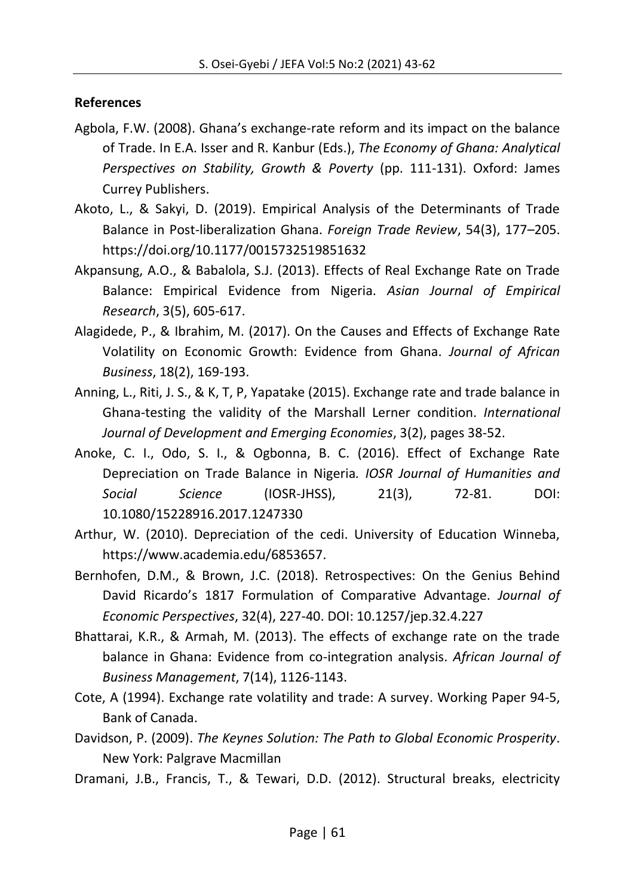**References**

Agbola, F.W. (2008). Ghana's exchange-rate reform and its impact on the balance of Trade. In E.A. Isser and R. Kanbur (Eds.), *The Economy of Ghana: Analytical Perspectives on Stability, Growth & Poverty* (pp. 111-131). Oxford: James Currey Publishers.

Akoto, L., & Sakyi, D. (2019). Empirical Analysis of the Determinants of Trade Balance in Post-liberalization Ghana. *Foreign Trade Review*, 54(3), 177–205. https://doi.org/10.1177/0015732519851632

Akpansung, A.O., & Babalola, S.J. (2013). Effects of Real Exchange Rate on Trade Balance: Empirical Evidence from Nigeria. *Asian Journal of Empirical Research*, 3(5), 605-617.

Alagidede, P., & Ibrahim, M. (2017). On the Causes and Effects of Exchange Rate Volatility on Economic Growth: Evidence from Ghana. *Journal of African Business*, 18(2), 169-193.

Anning, L., Riti, J. S., & K, T, P, Yapatake (2015). Exchange rate and trade balance in Ghana-testing the validity of the Marshall Lerner condition. *International Journal of Development and Emerging Economies*, 3(2), pages 38-52.

Anoke, C. I., Odo, S. I., & Ogbonna, B. C. (2016). Effect of Exchange Rate Depreciation on Trade Balance in Nigeria*. IOSR Journal of Humanities and Social Science* (IOSR-JHSS), 21(3), 72-81. DOI: 10.1080/15228916.2017.1247330

Arthur, W. (2010). Depreciation of the cedi. University of Education Winneba, https://www.academia.edu/6853657.

Bernhofen, D.M., & Brown, J.C. (2018). Retrospectives: On the Genius Behind David Ricardo's 1817 Formulation of Comparative Advantage. *Journal of Economic Perspectives*, 32(4), 227-40. DOI: 10.1257/jep.32.4.227

Bhattarai, K.R., & Armah, M. (2013). The effects of exchange rate on the trade balance in Ghana: Evidence from co-integration analysis. *African Journal of Business Management*, 7(14), 1126-1143.

Cote, A (1994). Exchange rate volatility and trade: A survey. Working Paper 94-5, Bank of Canada.

Davidson, P. (2009). *The Keynes Solution: The Path to Global Economic Prosperity*. New York: Palgrave Macmillan

Dramani, J.B., Francis, T., & Tewari, D.D. (2012). Structural breaks, electricity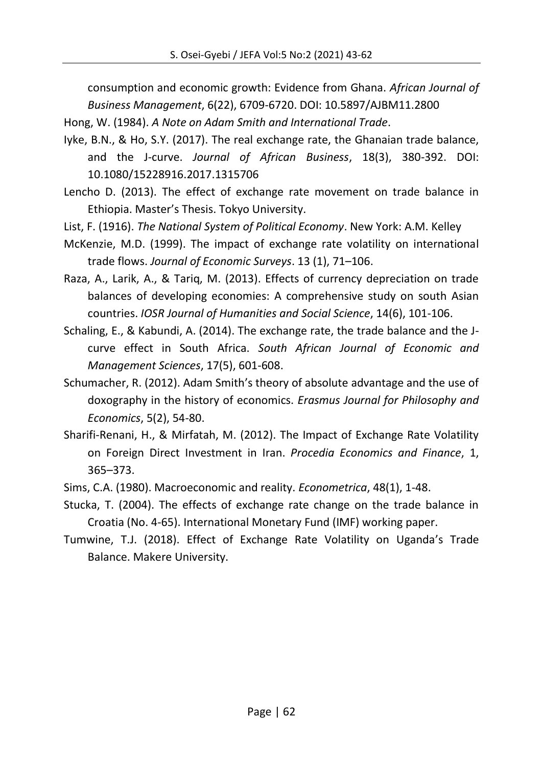consumption and economic growth: Evidence from Ghana. *African Journal of Business Management*, 6(22), 6709-6720. DOI: 10.5897/AJBM11.2800

Hong, W. (1984). *A Note on Adam Smith and International Trade*.

Iyke, B.N., & Ho, S.Y. (2017). The real exchange rate, the Ghanaian trade balance, and the J-curve. *Journal of African Business*, 18(3), 380-392. DOI: 10.1080/15228916.2017.1315706

Lencho D. (2013). The effect of exchange rate movement on trade balance in Ethiopia. Master's Thesis. Tokyo University.

List, F. (1916). *The National System of Political Economy*. New York: A.M. Kelley

McKenzie, M.D. (1999). The impact of exchange rate volatility on international trade flows. *Journal of Economic Surveys*. 13 (1), 71–106.

Raza, A., Larik, A., & Tariq, M. (2013). Effects of currency depreciation on trade balances of developing economies: A comprehensive study on south Asian countries. *IOSR Journal of Humanities and Social Science*, 14(6), 101-106.

Schaling, E., & Kabundi, A. (2014). The exchange rate, the trade balance and the J-curve effect in South Africa. *South African Journal of Economic and Management Sciences*, 17(5), 601-608.

Schumacher, R. (2012). Adam Smith's theory of absolute advantage and the use of doxography in the history of economics. *Erasmus Journal for Philosophy and Economics*, 5(2), 54-80.

Sharifi-Renani, H., & Mirfatah, M. (2012). The Impact of Exchange Rate Volatility on Foreign Direct Investment in Iran. *Procedia Economics and Finance*, 1, 365–373.

Sims, C.A. (1980). Macroeconomic and reality. *Econometrica*, 48(1), 1-48.

Stucka, T. (2004). The effects of exchange rate change on the trade balance in Croatia (No. 4-65). International Monetary Fund (IMF) working paper.

Tumwine, T.J. (2018). Effect of Exchange Rate Volatility on Uganda's Trade Balance. Makere University.